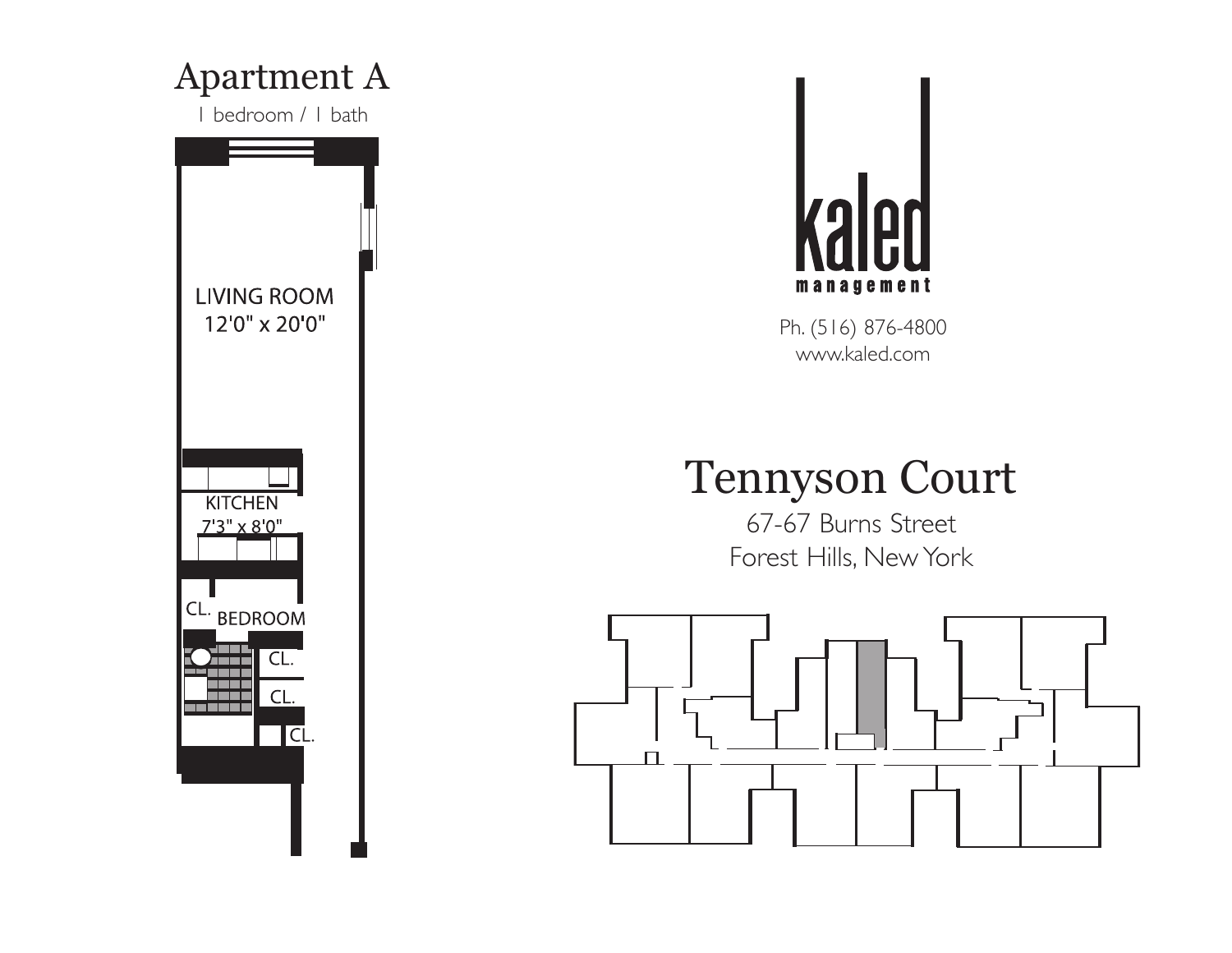# Apartment A

1 bedroom / 1 bath

LIVING ROOM
12'0" x 20'0"

KITCHEN
7'3" x 8'0"

CL. BEDROOM

CL.

CL.

CL.

kaled
management

Ph. (516) 876-4800
www.kaled.com

# Tennyson Court

67-67 Burns Street
Forest Hills, New York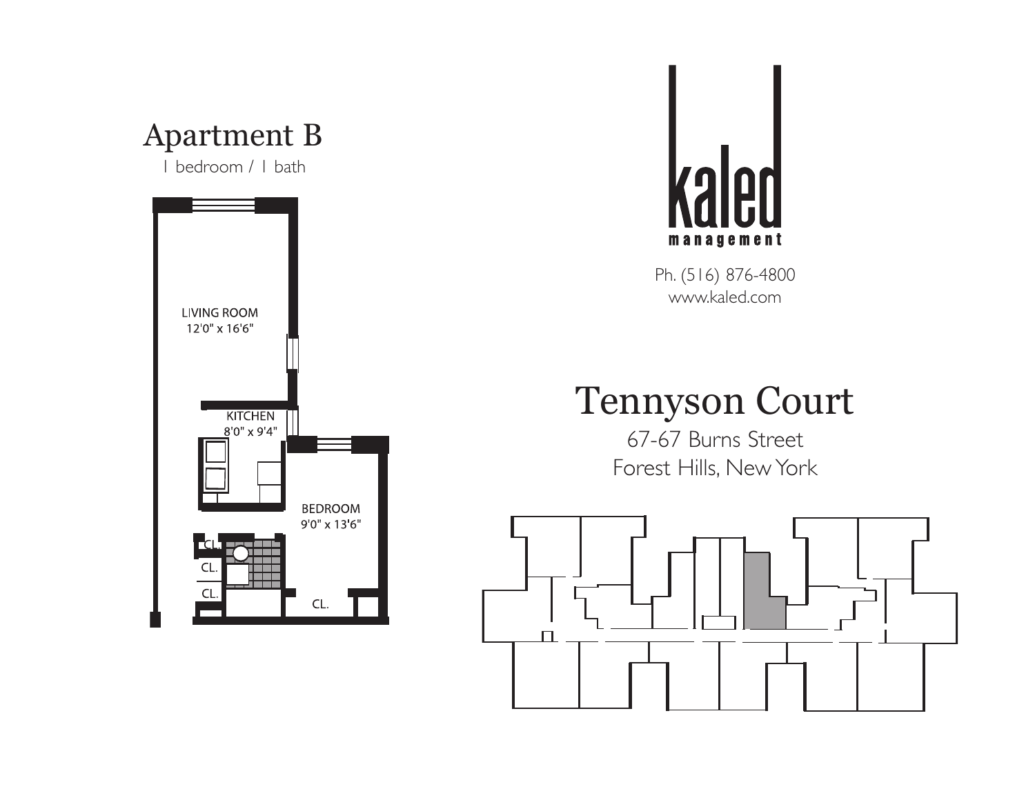# Apartment B

1 bedroom / 1 bath

LIVING ROOM
12'0" x 16'6"

KITCHEN
8'0" x 9'4"

BEDROOM
9'0" x 13'6"

CL.

CL.

CL.

CL.

kaled
management

Ph. (516) 876-4800
www.kaled.com

# Tennyson Court

67-67 Burns Street
Forest Hills, New York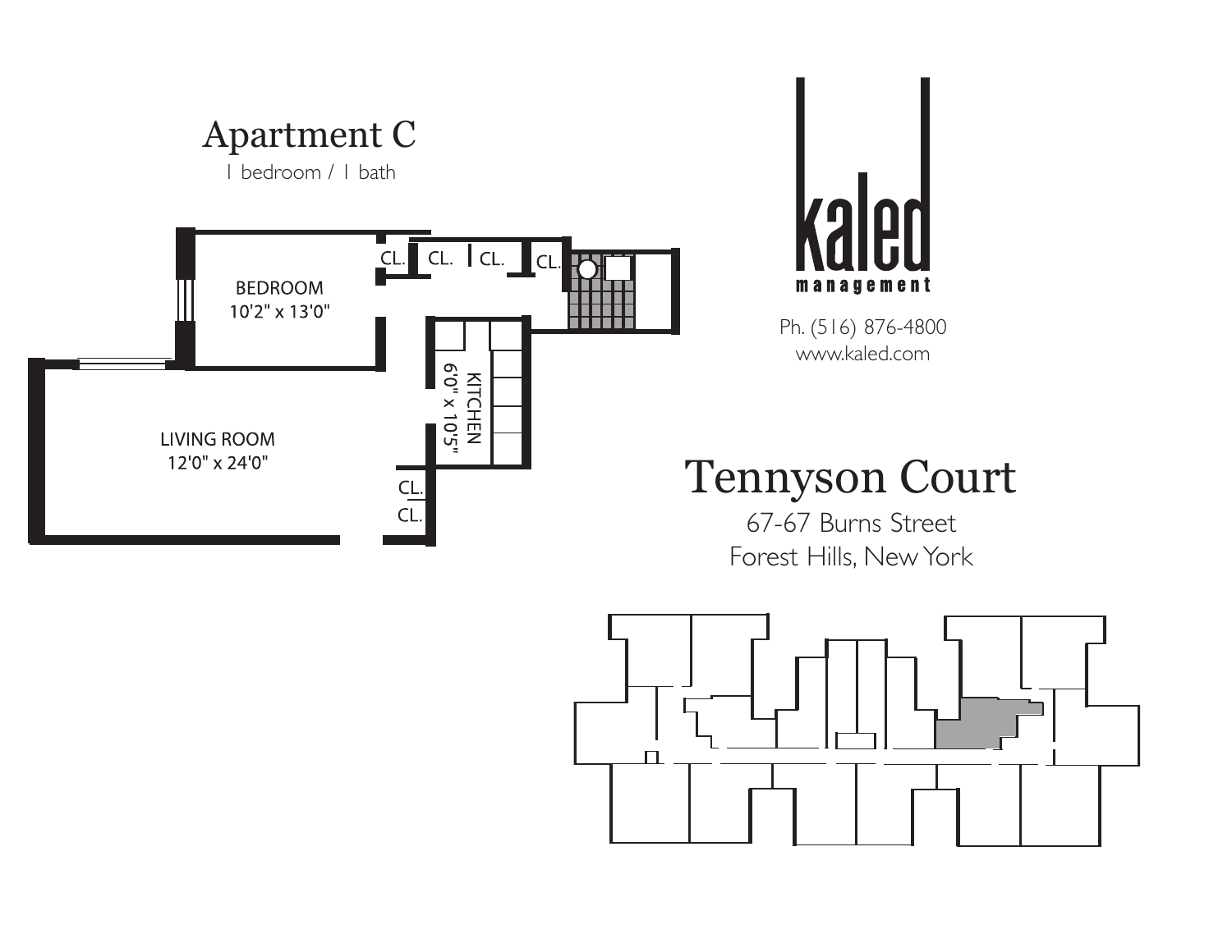# Apartment C

1 bedroom / 1 bath

BEDROOM
10'2" x 13'0"

CL.

CL.

CL.

CL.

KITCHEN
6'0" x 10'5"

LIVING ROOM
12'0" x 24'0"

CL.

CL.

kaled
management

Ph. (516) 876-4800
www.kaled.com

## Tennyson Court

67-67 Burns Street
Forest Hills, New York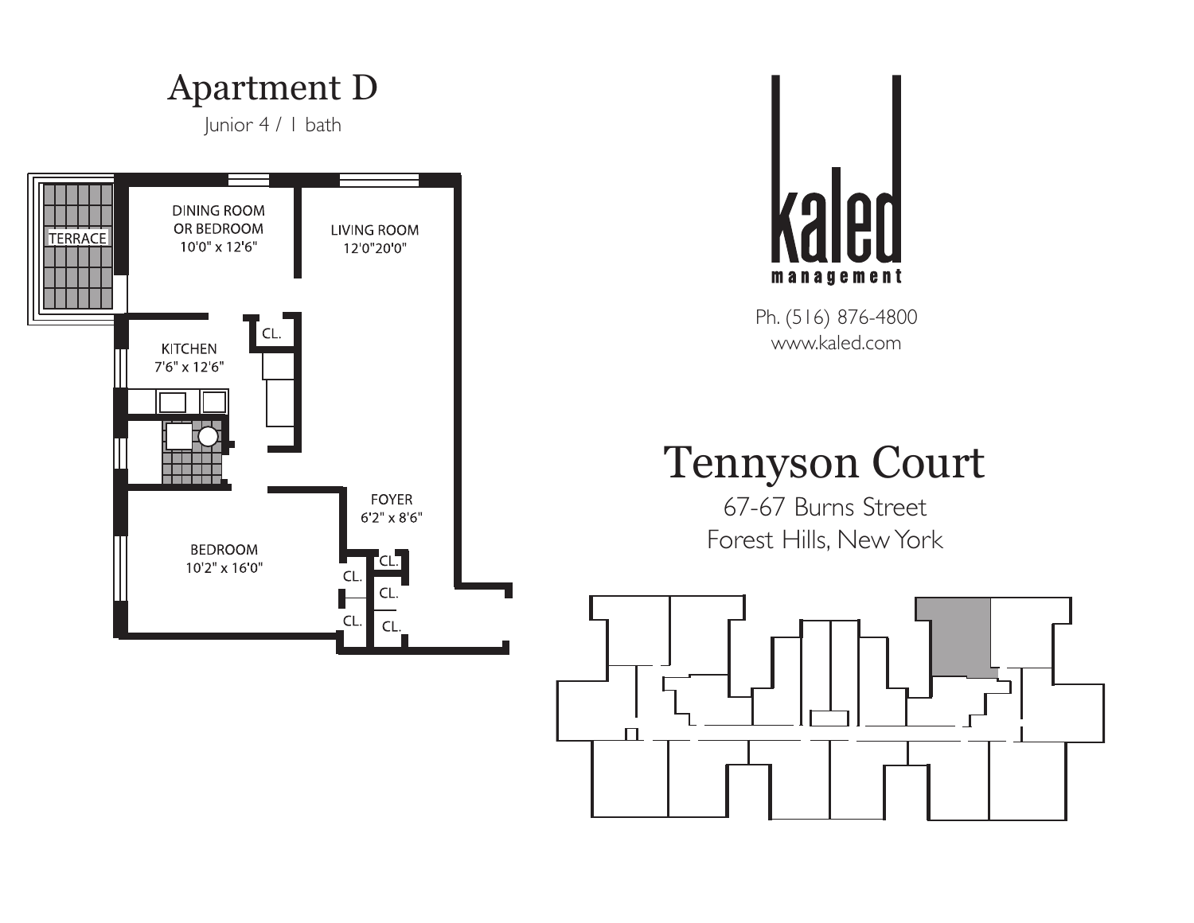# Apartment D

Junior 4 / 1 bath

TERRACE

DINING ROOM OR BEDROOM 10'0" x 12'6"

LIVING ROOM 12'0"20'0"

KITCHEN 7'6" x 12'6"

CL.

FOYER 6'2" x 8'6"

BEDROOM 10'2" x 16'0"

CL.

CL.

CL.

CL.

CL.

kaled management

Ph. (516) 876-4800
www.kaled.com

# Tennyson Court

67-67 Burns Street
Forest Hills, New York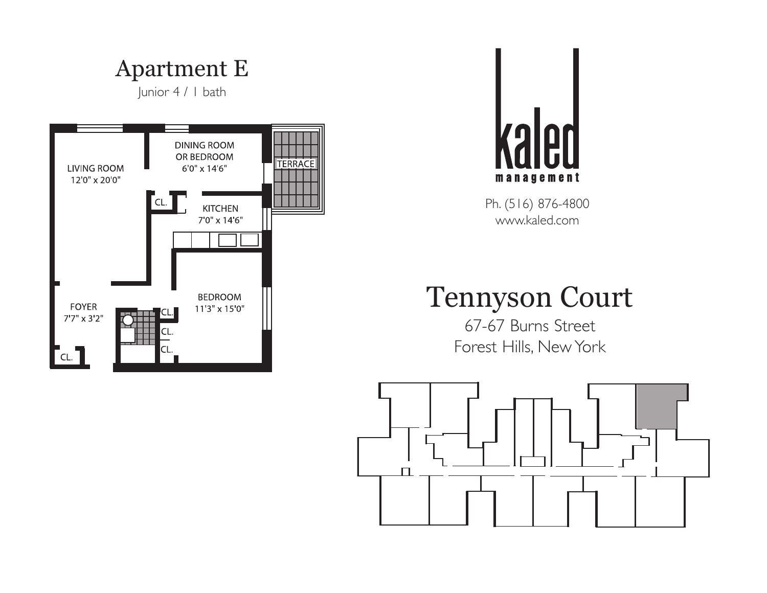# Apartment E

Junior 4 / 1 bath

LIVING ROOM
12'0" x 20'0"

DINING ROOM
OR BEDROOM
6'0" x 14'6"

TERRACE

CL.

KITCHEN
7'0" x 14'6"

FOYER
7'7" x 3'2"

BEDROOM
11'3" x 15'0"

CL.

CL.

CL.

CL.

kaled
management

Ph. (516) 876-4800
www.kaled.com

# Tennyson Court

67-67 Burns Street
Forest Hills, New York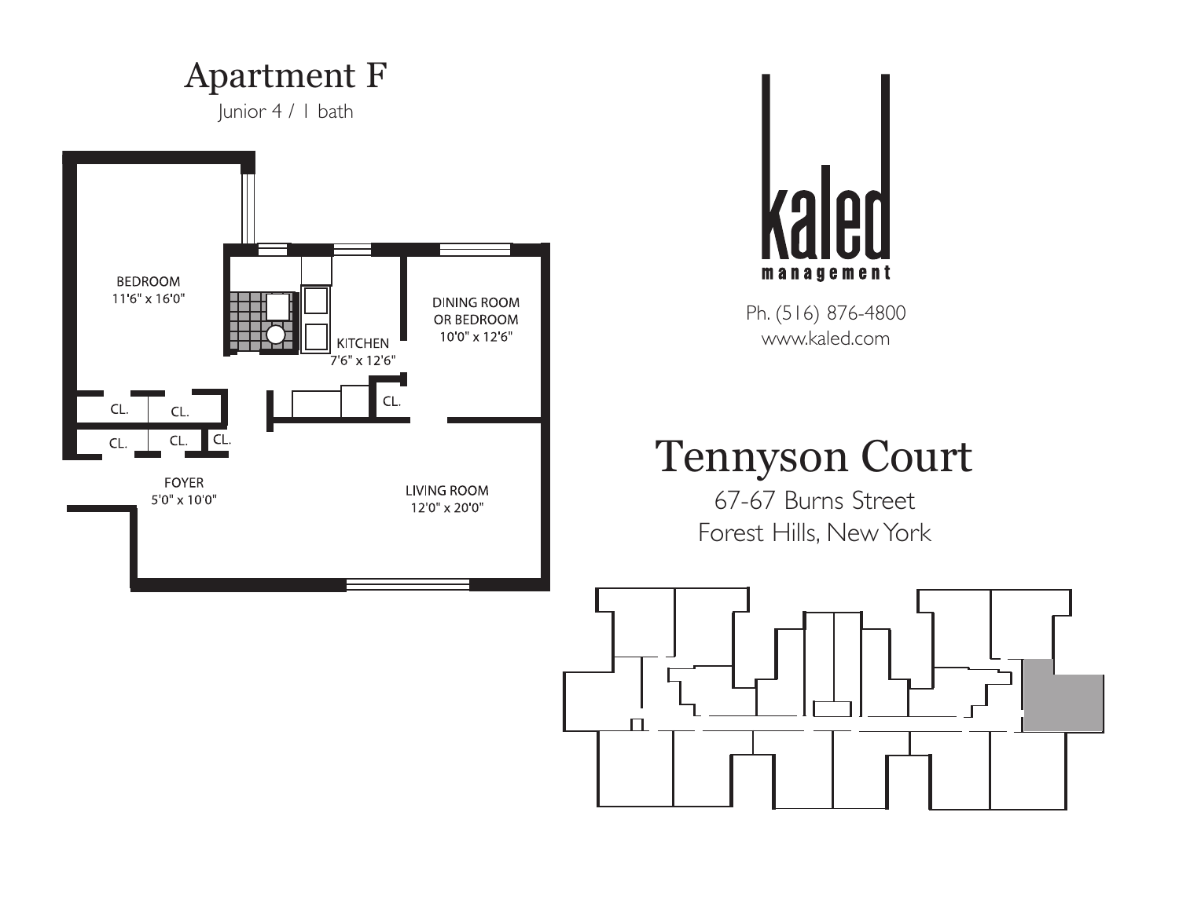# Apartment F

Junior 4 / 1 bath

BEDROOM
11'6" x 16'0"

KITCHEN
7'6" x 12'6"

DINING ROOM
OR BEDROOM
10'0" x 12'6"

CL.

CL.

CL.

CL.

CL.

CL.

FOYER
5'0" x 10'0"

LIVING ROOM
12'0" x 20'0"

kaled
management

Ph. (516) 876-4800
www.kaled.com

# Tennyson Court

67-67 Burns Street
Forest Hills, New York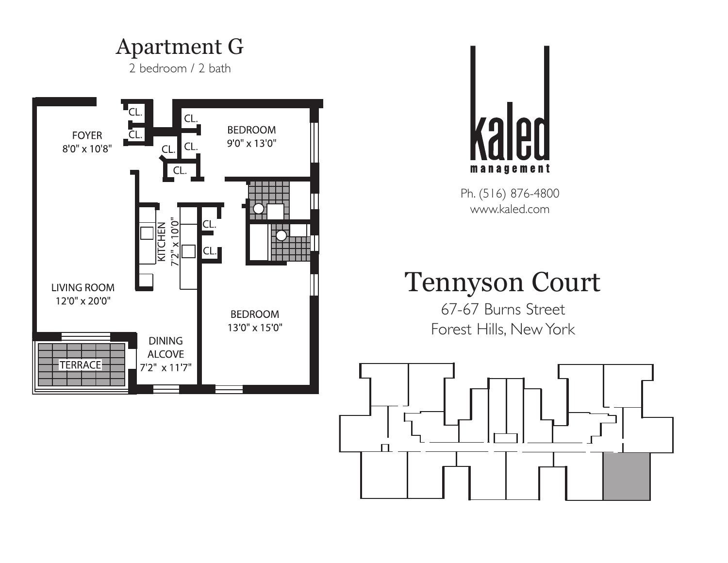# Apartment G

2 bedroom / 2 bath

FOYER
8'0" x 10'8"

CL.

CL.

CL.

CL.

CL.

CL.

BEDROOM
9'0" x 13'0"

KITCHEN
7'2" x 10'0"

CL.

CL.

LIVING ROOM
12'0" x 20'0"

BEDROOM
13'0" x 15'0"

DINING
ALCOVE
7'2" x 11'7"

TERRACE

kaled
management

Ph. (516) 876-4800
www.kaled.com

# Tennyson Court

67-67 Burns Street
Forest Hills, New York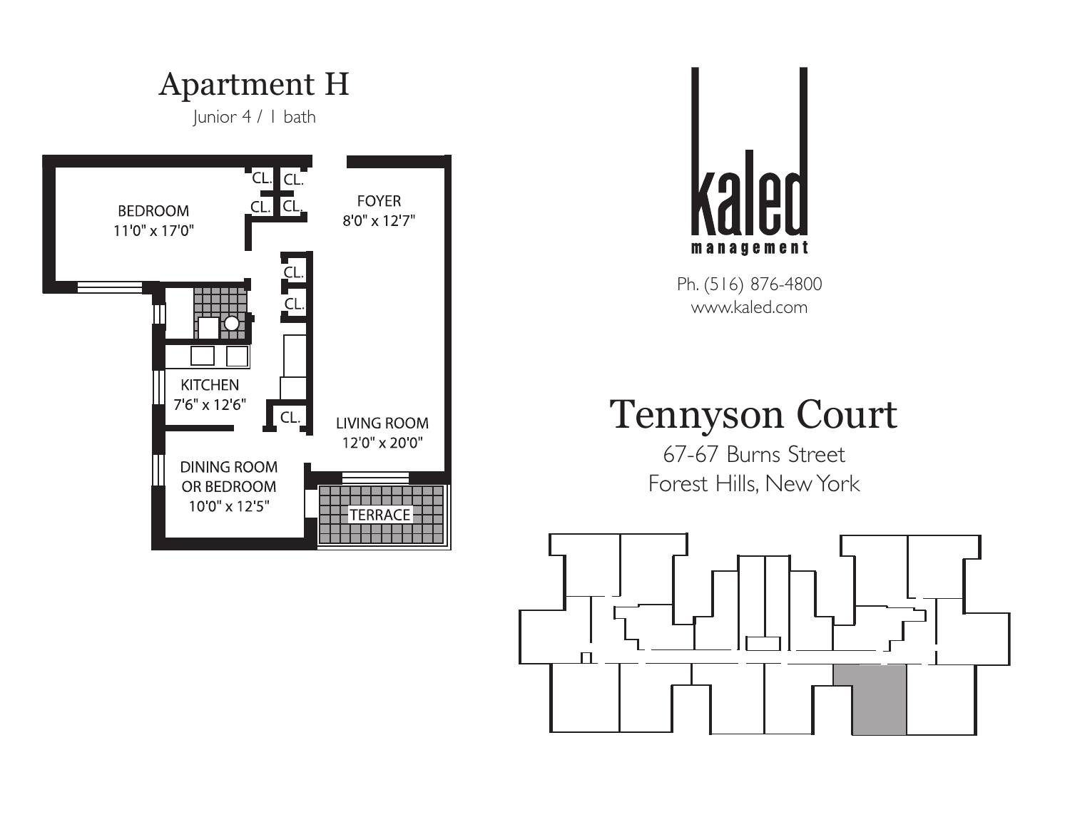# Apartment H

Junior 4 / 1 bath

BEDROOM
11'0" x 17'0"

CL. CL.
CL. CL.

FOYER
8'0" x 12'7"

CL.
CL.

KITCHEN
7'6" x 12'6"

CL.

LIVING ROOM
12'0" x 20'0"

DINING ROOM
OR BEDROOM
10'0" x 12'5"

TERRACE

kaled
management

Ph. (516) 876-4800
www.kaled.com

# Tennyson Court

67-67 Burns Street
Forest Hills, New York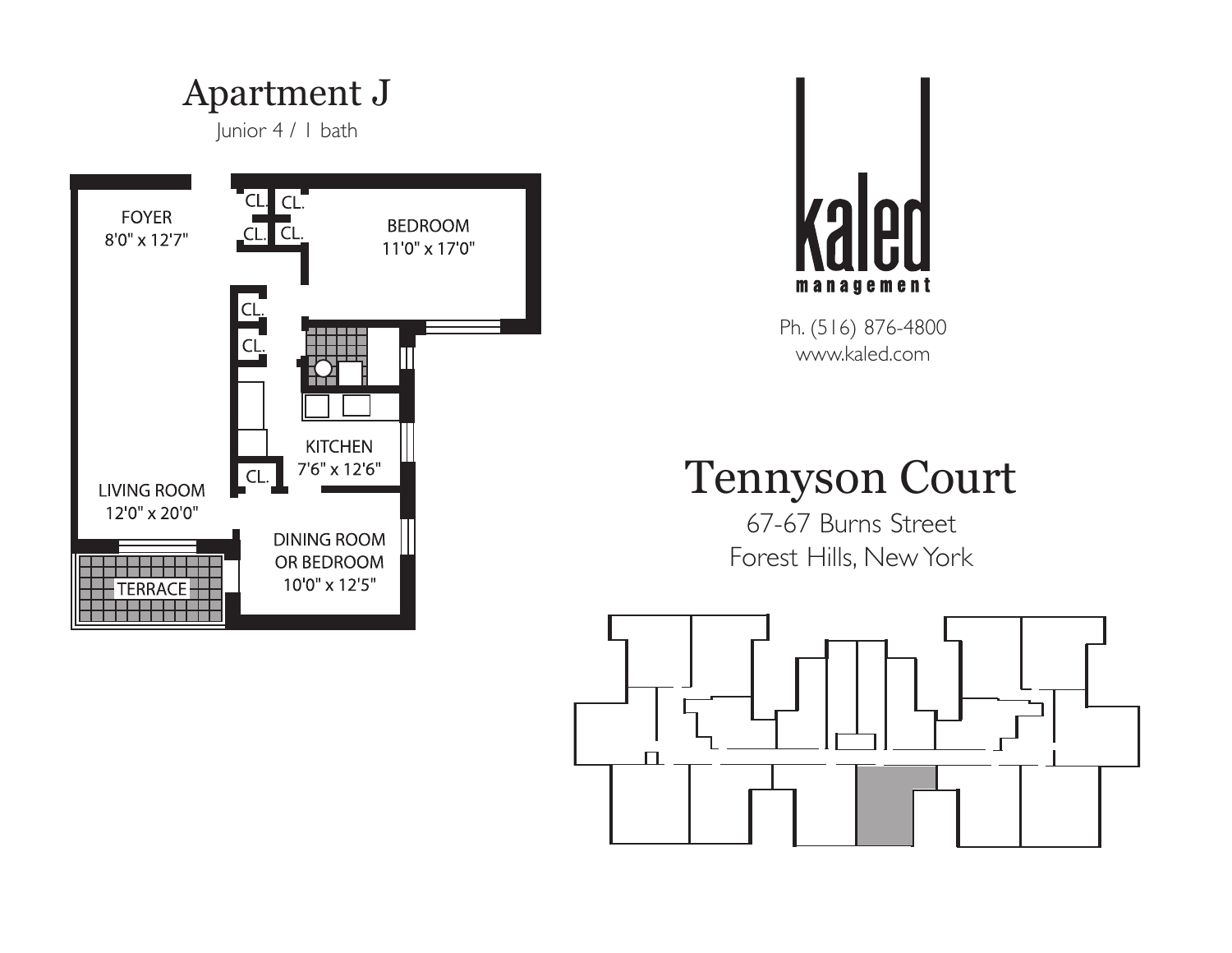# Apartment J

Junior 4 / 1 bath

FOYER
8'0" x 12'7"

CL. CL.
CL. CL.

BEDROOM
11'0" x 17'0"

CL.
CL.

KITCHEN
7'6" x 12'6"

CL.

LIVING ROOM
12'0" x 20'0"

DINING ROOM
OR BEDROOM
10'0" x 12'5"

TERRACE

kaled
management

Ph. (516) 876-4800
www.kaled.com

# Tennyson Court

67-67 Burns Street
Forest Hills, New York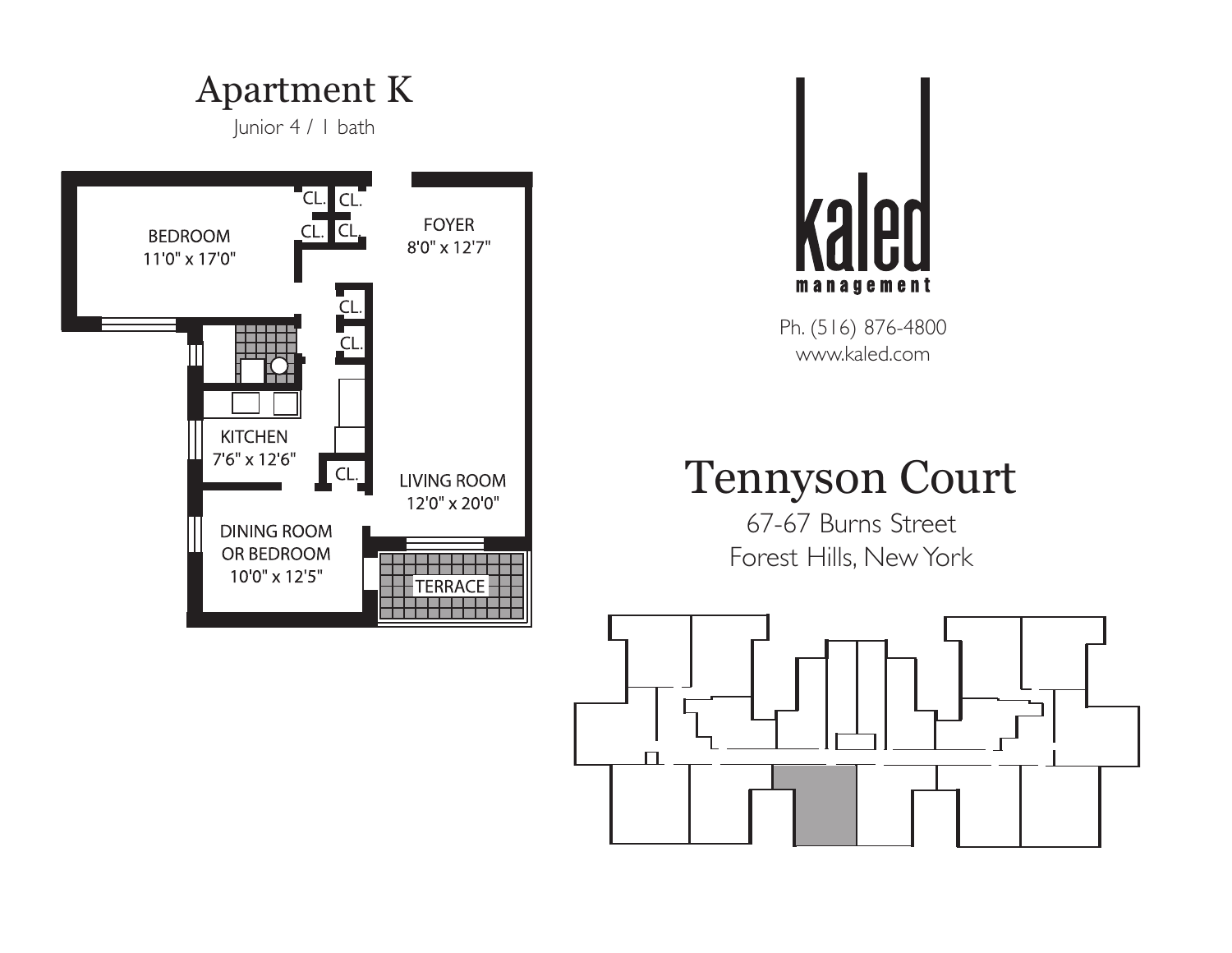# Apartment K

Junior 4 / 1 bath

BEDROOM
11'0" x 17'0"

CL. CL.
CL. CL.

FOYER
8'0" x 12'7"

CL.
CL.

KITCHEN
7'6" x 12'6"

CL.

LIVING ROOM
12'0" x 20'0"

DINING ROOM
OR BEDROOM
10'0" x 12'5"

TERRACE

kaled
management

Ph. (516) 876-4800
www.kaled.com

# Tennyson Court

67-67 Burns Street
Forest Hills, New York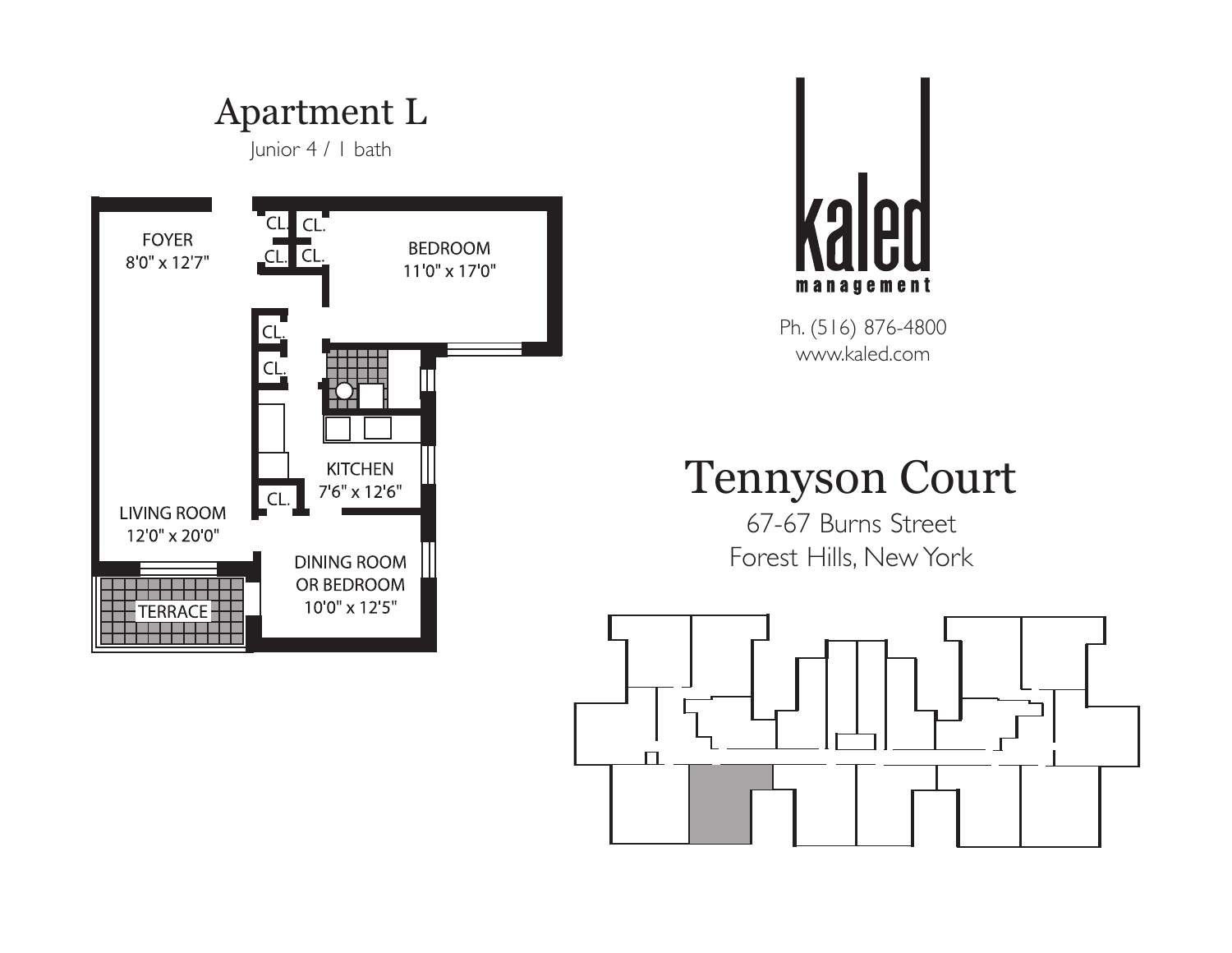# Apartment L

Junior 4 / 1 bath

FOYER
8'0" x 12'7"

BEDROOM
11'0" x 17'0"

CL. CL. CL. CL.

CL.

CL.

KITCHEN
7'6" x 12'6"

CL.

LIVING ROOM
12'0" x 20'0"

DINING ROOM
OR BEDROOM
10'0" x 12'5"

TERRACE

kaled
management

Ph. (516) 876-4800
www.kaled.com

# Tennyson Court

67-67 Burns Street
Forest Hills, New York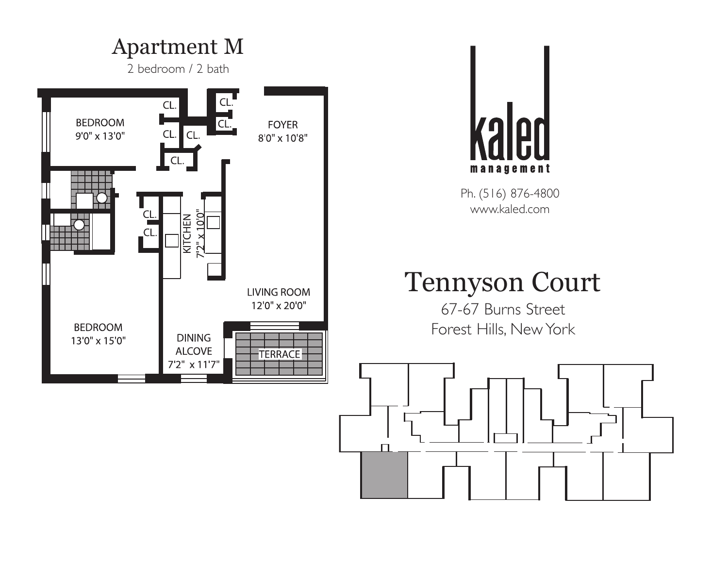# Apartment M

2 bedroom / 2 bath

BEDROOM
9'0" x 13'0"

CL.

CL.

CL.

CL.

CL.

CL.

FOYER
8'0" x 10'8"

CL.

CL.

KITCHEN
7'2" x 10'0"

LIVING ROOM
12'0" x 20'0"

BEDROOM
13'0" x 15'0"

DINING
ALCOVE
7'2" x 11'7"

TERRACE

kaled
management

Ph. (516) 876-4800
www.kaled.com

# Tennyson Court

67-67 Burns Street
Forest Hills, New York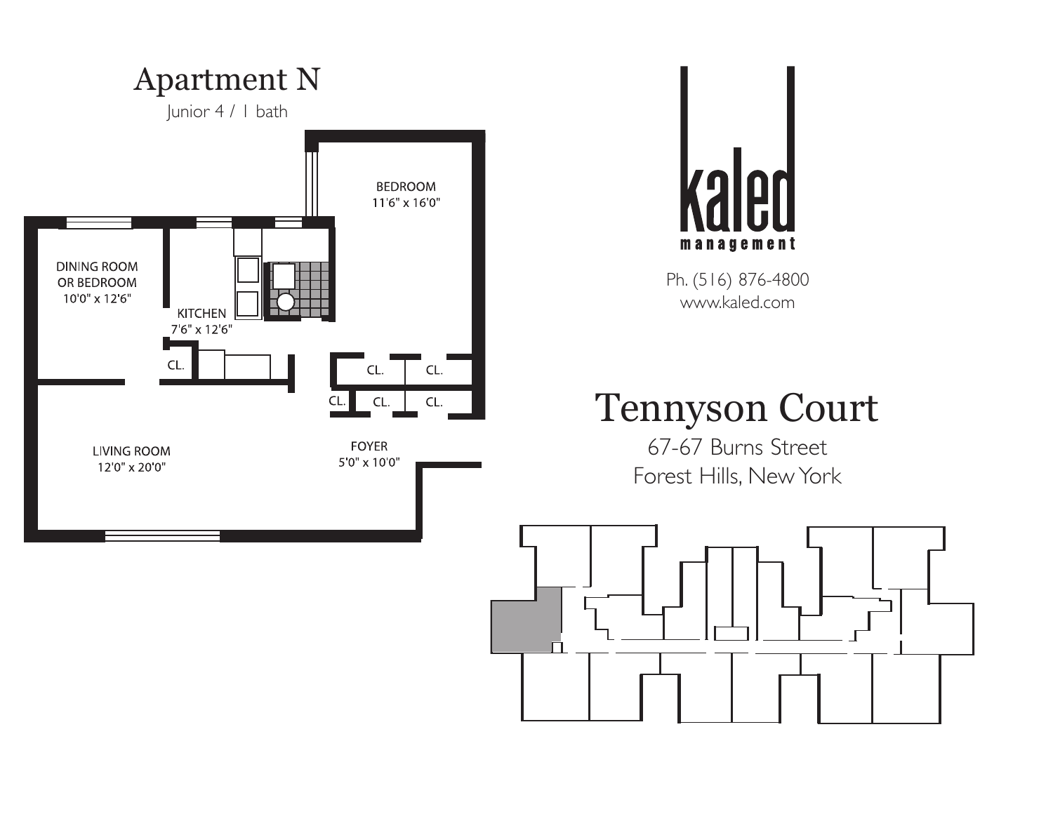# Apartment N

Junior 4 / 1 bath

BEDROOM
11'6" x 16'0"

DINING ROOM
OR BEDROOM
10'0" x 12'6"

KITCHEN
7'6" x 12'6"

CL.

CL. CL.

CL. CL. CL.

LIVING ROOM
12'0" x 20'0"

FOYER
5'0" x 10'0"

kaled
management

Ph. (516) 876-4800
www.kaled.com

## Tennyson Court

67-67 Burns Street
Forest Hills, New York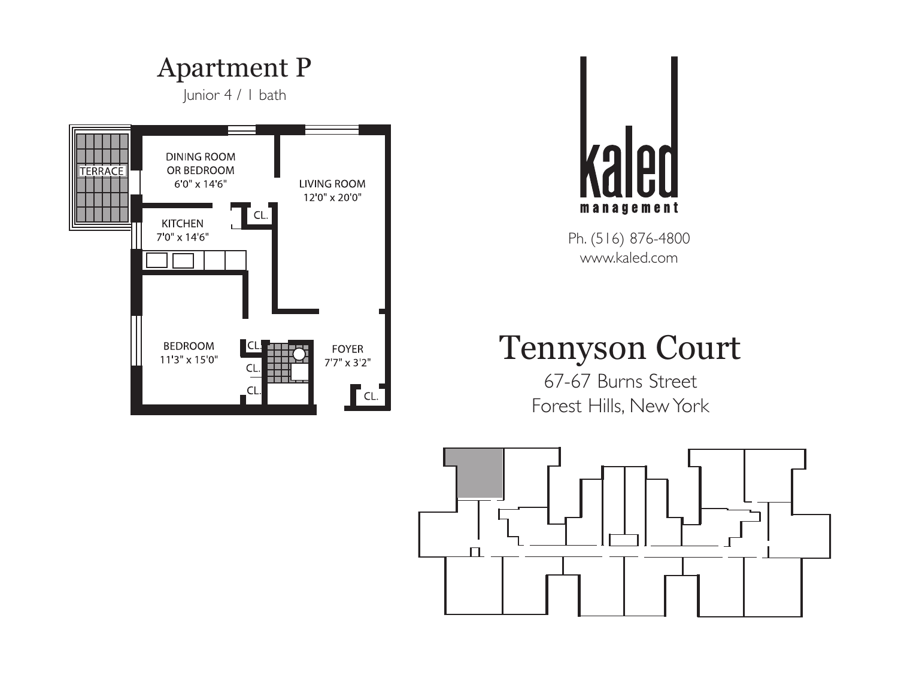# Apartment P

Junior 4 / 1 bath

TERRACE

DINING ROOM OR BEDROOM
6'0" x 14'6"

LIVING ROOM
12'0" x 20'0"

CL.

KITCHEN
7'0" x 14'6"

BEDROOM
11'3" x 15'0"

CL.

CL.

CL.

FOYER
7'7" x 3'2"

CL.

kaled
management

Ph. (516) 876-4800
www.kaled.com

# Tennyson Court

67-67 Burns Street
Forest Hills, New York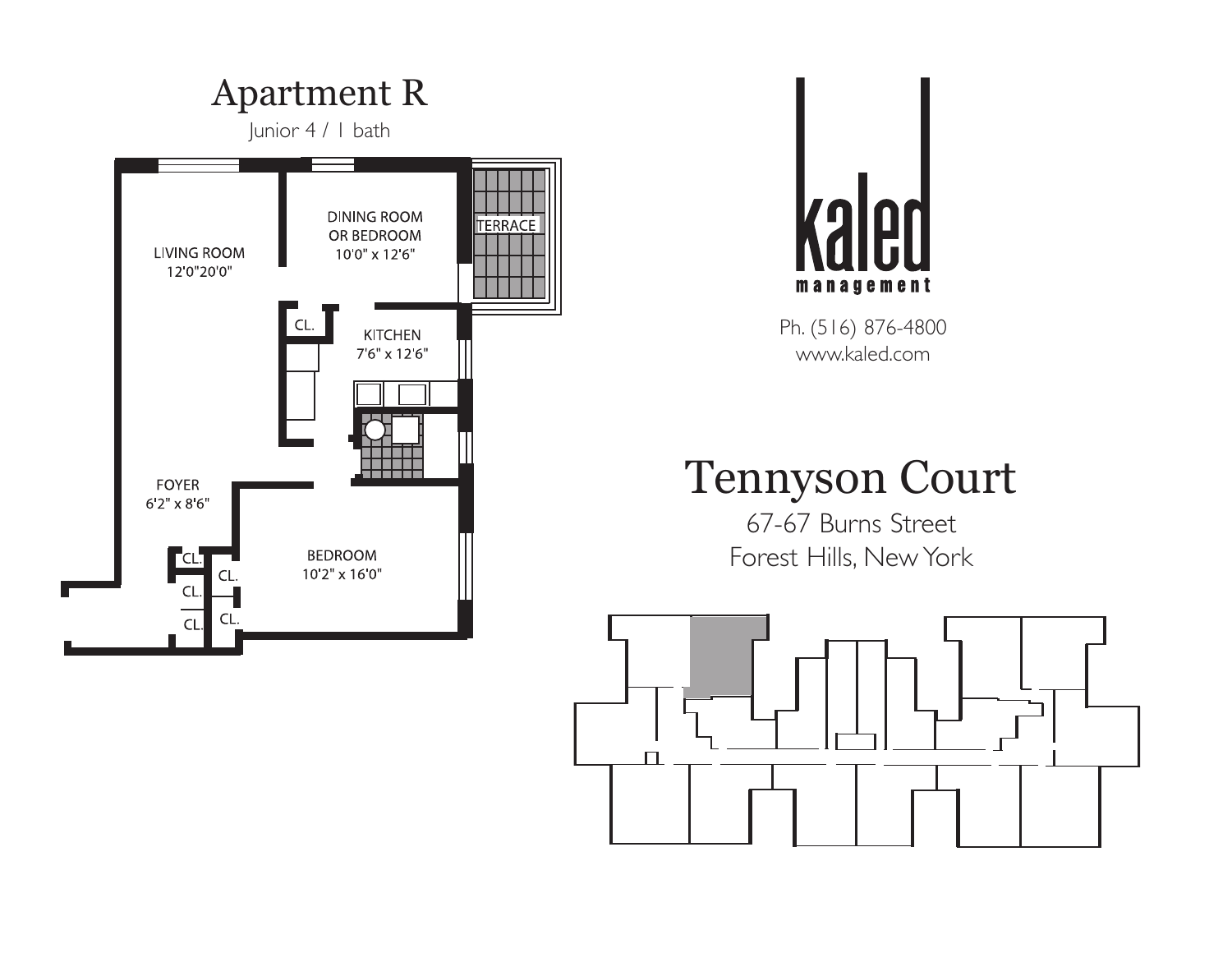# Apartment R

Junior 4 / 1 bath

LIVING ROOM
12'0"20'0"

DINING ROOM
OR BEDROOM
10'0" x 12'6"

TERRACE

CL.

KITCHEN
7'6" x 12'6"

FOYER
6'2" x 8'6"

BEDROOM
10'2" x 16'0"

CL.
CL.
CL.
CL.
CL.

kaled
management

Ph. (516) 876-4800
www.kaled.com

# Tennyson Court

67-67 Burns Street
Forest Hills, New York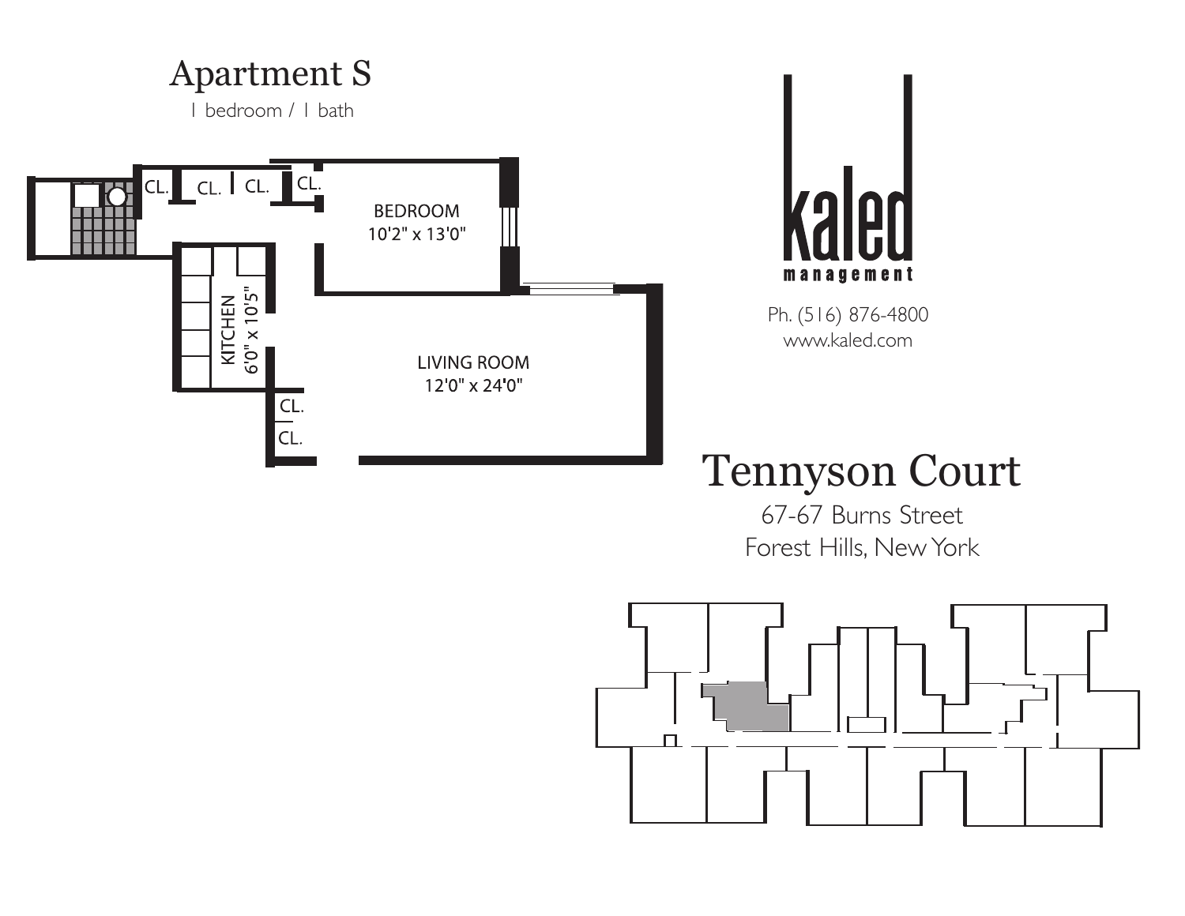# Apartment S

1 bedroom / 1 bath

CL. CL. CL. CL.

BEDROOM
10'2" x 13'0"

KITCHEN
6'0" x 10'5"

LIVING ROOM
12'0" x 24'0"

CL.
CL.

kaled
management

Ph. (516) 876-4800
www.kaled.com

# Tennyson Court

67-67 Burns Street
Forest Hills, New York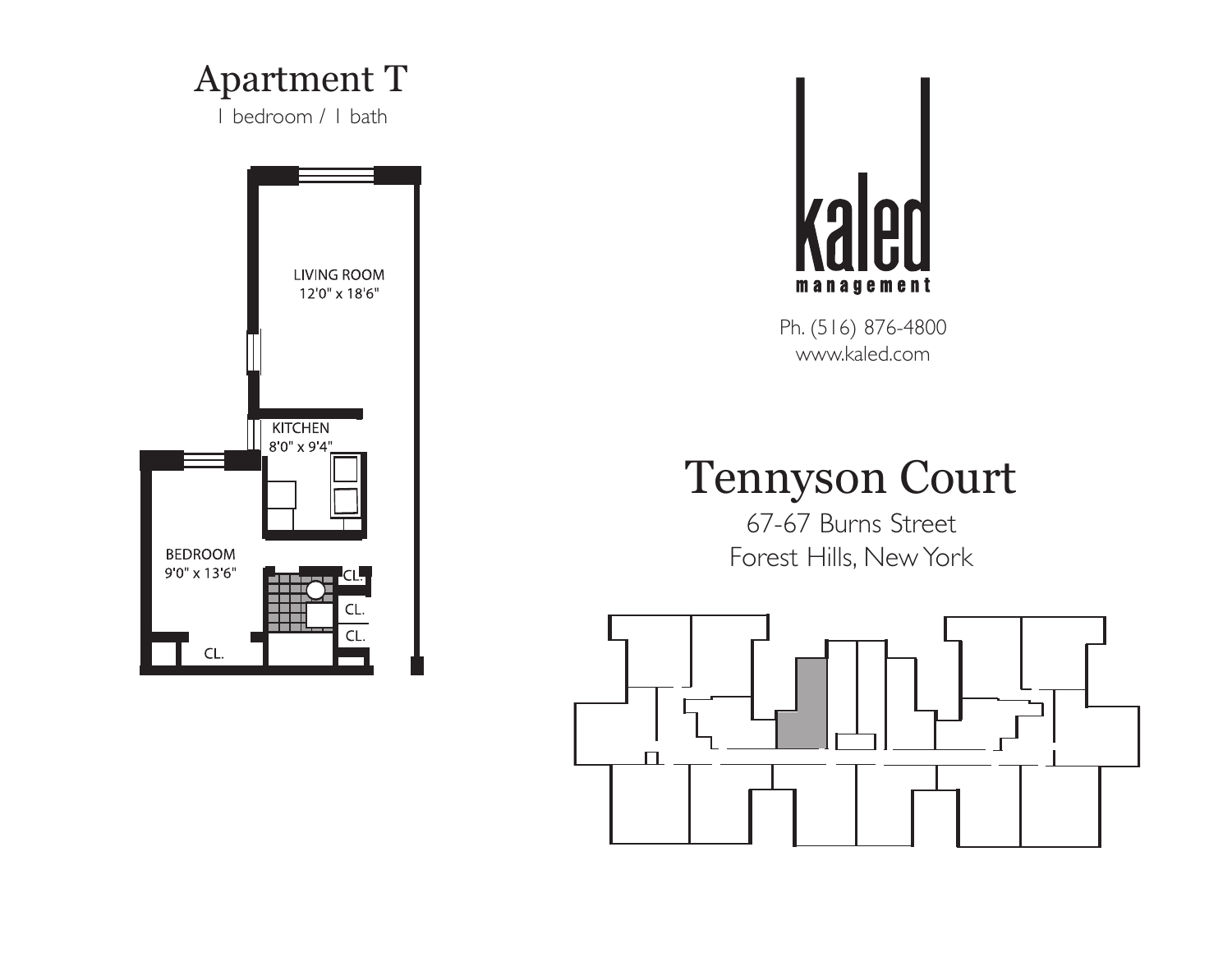# Apartment T

1 bedroom / 1 bath

LIVING ROOM
12'0" x 18'6"

KITCHEN
8'0" x 9'4"

BEDROOM
9'0" x 13'6"

CL.

CL.

CL.

CL.

kaled
management

Ph. (516) 876-4800
www.kaled.com

# Tennyson Court

67-67 Burns Street
Forest Hills, New York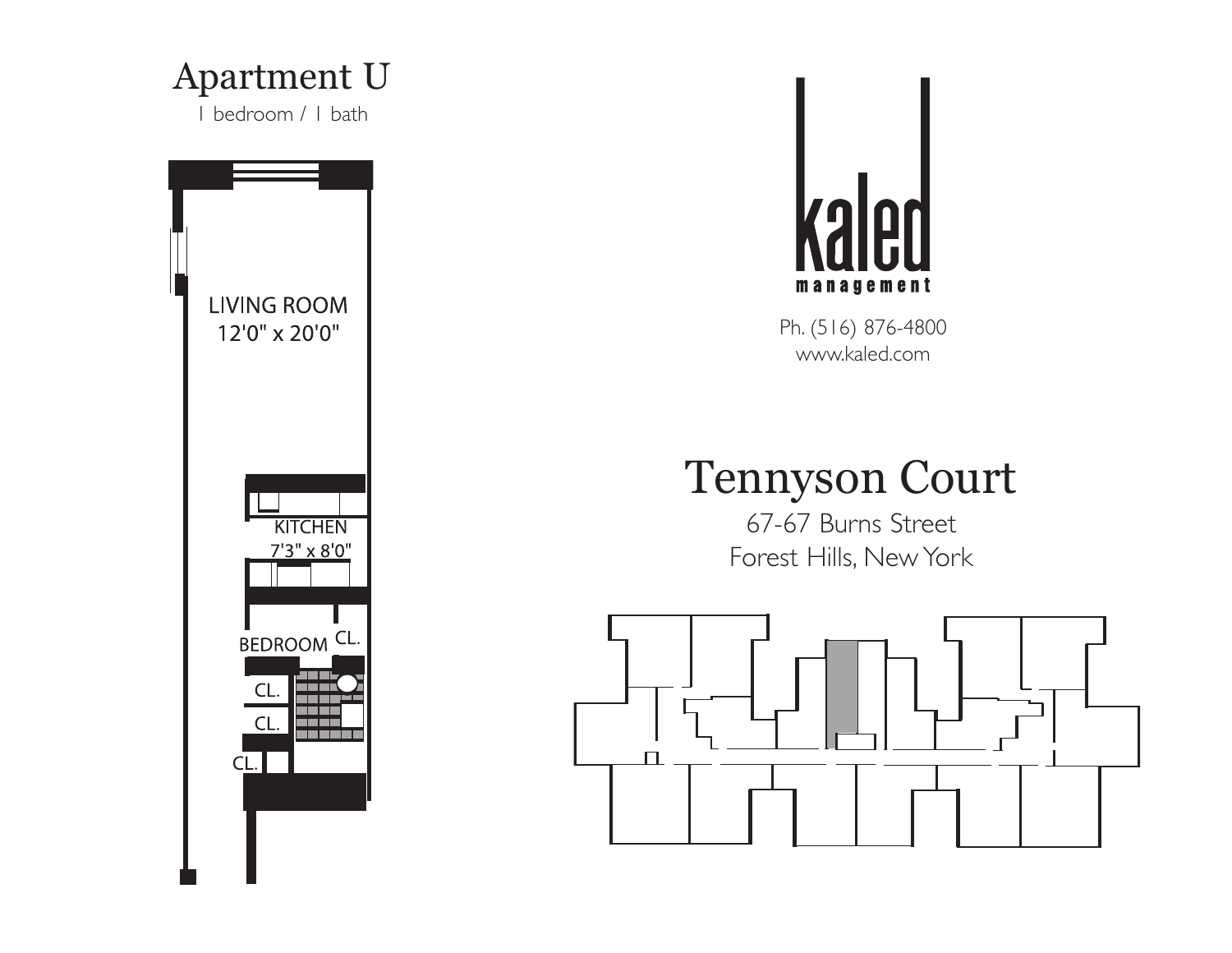# Apartment U

1 bedroom / 1 bath

LIVING ROOM
12'0" x 20'0"

KITCHEN
7'3" x 8'0"

BEDROOM

CL.

CL.

CL.

CL.

kaled
management

Ph. (516) 876-4800
www.kaled.com

# Tennyson Court

67-67 Burns Street
Forest Hills, New York